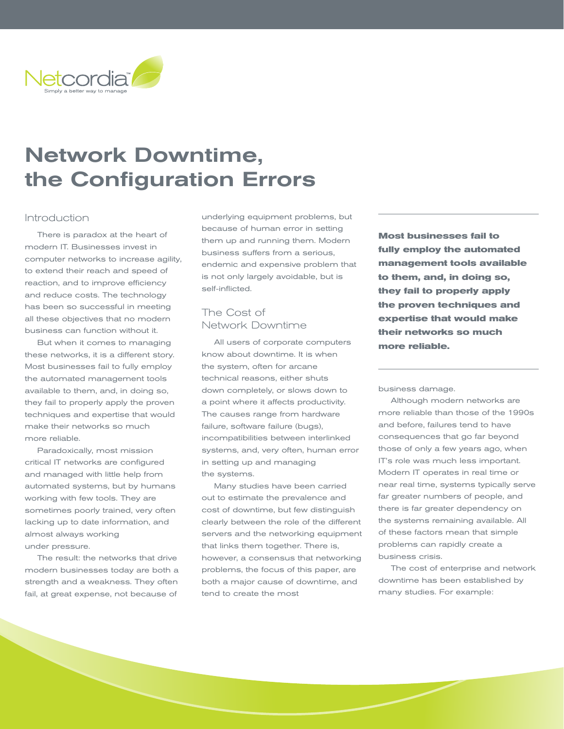Netcordia™

Simply a better way to manage

# Network Downtime, the Configuration Errors

## Introduction

There is paradox at the heart of modern IT. Businesses invest in computer networks to increase agility, to extend their reach and speed of reaction, and to improve efficiency and reduce costs. The technology has been so successful in meeting all these objectives that no modern business can function without it.

But when it comes to managing these networks, it is a different story. Most businesses fail to fully employ the automated management tools available to them, and, in doing so, they fail to properly apply the proven techniques and expertise that would make their networks so much more reliable.

Paradoxically, most mission critical IT networks are configured and managed with little help from automated systems, but by humans working with few tools. They are sometimes poorly trained, very often lacking up to date information, and almost always working under pressure.

The result: the networks that drive modern businesses today are both a strength and a weakness. They often fail, at great expense, not because of underlying equipment problems, but because of human error in setting them up and running them. Modern business suffers from a serious, endemic and expensive problem that is not only largely avoidable, but is self-inflicted.

## The Cost of Network Downtime

All users of corporate computers know about downtime. It is when the system, often for arcane technical reasons, either shuts down completely, or slows down to a point where it affects productivity. The causes range from hardware failure, software failure (bugs), incompatibilities between interlinked systems, and, very often, human error in setting up and managing the systems.

Many studies have been carried out to estimate the prevalence and cost of downtime, but few distinguish clearly between the role of the different servers and the networking equipment that links them together. There is, however, a consensus that networking problems, the focus of this paper, are both a major cause of downtime, and tend to create the most business damage.

**Most businesses fail to fully employ the automated management tools available to them, and, in doing so, they fail to properly apply the proven techniques and expertise that would make their networks so much more reliable.**

Although modern networks are more reliable than those of the 1990s and before, failures tend to have consequences that go far beyond those of only a few years ago, when IT's role was much less important. Modern IT operates in real time or near real time, systems typically serve far greater numbers of people, and there is far greater dependency on the systems remaining available. All of these factors mean that simple problems can rapidly create a business crisis.

The cost of enterprise and network downtime has been established by many studies. For example: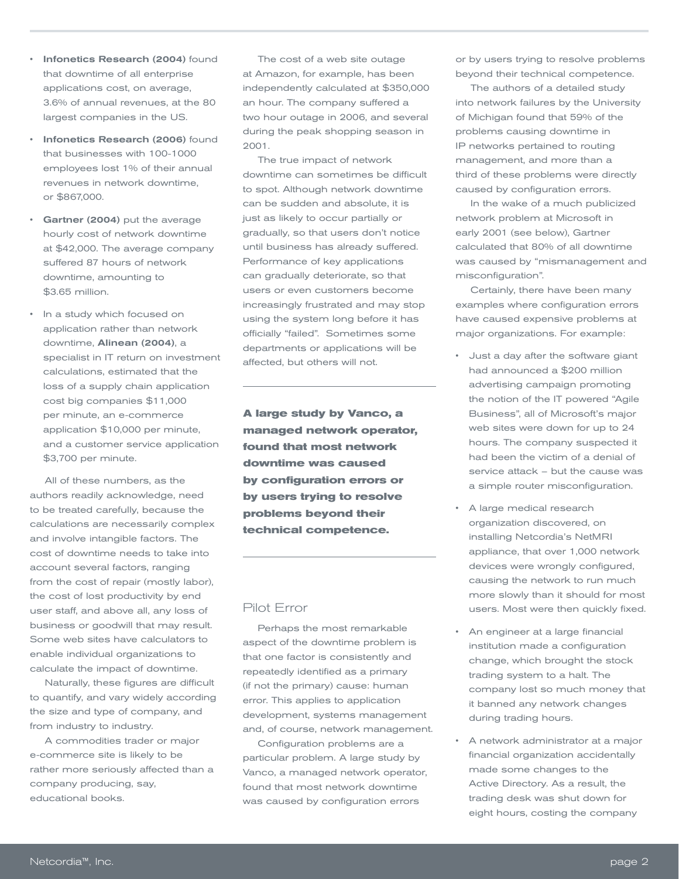- **Infonetics Research (2004)** found that downtime of all enterprise applications cost, on average, 3.6% of annual revenues, at the 80 largest companies in the US.
- **Infonetics Research (2006)** found that businesses with 100-1000 employees lost 1% of their annual revenues in network downtime, or $867,000.
- **Gartner (2004)** put the average hourly cost of network downtime at $42,000. The average company suffered 87 hours of network downtime, amounting to $3.65 million.
- In a study which focused on application rather than network downtime, **Alinean (2004)**, a specialist in IT return on investment calculations, estimated that the loss of a supply chain application cost big companies $11,000 per minute, an e-commerce application $10,000 per minute, and a customer service application $3,700 per minute.

All of these numbers, as the authors readily acknowledge, need to be treated carefully, because the calculations are necessarily complex and involve intangible factors. The cost of downtime needs to take into account several factors, ranging from the cost of repair (mostly labor), the cost of lost productivity by end user staff, and above all, any loss of business or goodwill that may result. Some web sites have calculators to enable individual organizations to calculate the impact of downtime.

Naturally, these figures are difficult to quantify, and vary widely according the size and type of company, and from industry to industry.

A commodities trader or major e-commerce site is likely to be rather more seriously affected than a company producing, say, educational books.

The cost of a web site outage at Amazon, for example, has been independently calculated at $350,000 an hour. The company suffered a two hour outage in 2006, and several during the peak shopping season in 2001.

The true impact of network downtime can sometimes be difficult to spot. Although network downtime can be sudden and absolute, it is just as likely to occur partially or gradually, so that users don't notice until business has already suffered. Performance of key applications can gradually deteriorate, so that users or even customers become increasingly frustrated and may stop using the system long before it has officially "failed". Sometimes some departments or applications will be affected, but others will not.

**A large study by Vanco, a managed network operator, found that most network downtime was caused by configuration errors or by users trying to resolve problems beyond their technical competence.**

## Pilot Error

Perhaps the most remarkable aspect of the downtime problem is that one factor is consistently and repeatedly identified as a primary (if not the primary) cause: human error. This applies to application development, systems management and, of course, network management.

Configuration problems are a particular problem. A large study by Vanco, a managed network operator, found that most network downtime was caused by configuration errors or by users trying to resolve problems beyond their technical competence.

The authors of a detailed study into network failures by the University of Michigan found that 59% of the problems causing downtime in IP networks pertained to routing management, and more than a third of these problems were directly caused by configuration errors.

In the wake of a much publicized network problem at Microsoft in early 2001 (see below), Gartner calculated that 80% of all downtime was caused by "mismanagement and misconfiguration".

Certainly, there have been many examples where configuration errors have caused expensive problems at major organizations. For example:

- Just a day after the software giant had announced a $200 million advertising campaign promoting the notion of the IT powered "Agile Business", all of Microsoft's major web sites were down for up to 24 hours. The company suspected it had been the victim of a denial of service attack – but the cause was a simple router misconfiguration.
- A large medical research organization discovered, on installing Netcordia's NetMRI appliance, that over 1,000 network devices were wrongly configured, causing the network to run much more slowly than it should for most users. Most were then quickly fixed.
- An engineer at a large financial institution made a configuration change, which brought the stock trading system to a halt. The company lost so much money that it banned any network changes during trading hours.
- A network administrator at a major financial organization accidentally made some changes to the Active Directory. As a result, the trading desk was shut down for eight hours, costing the company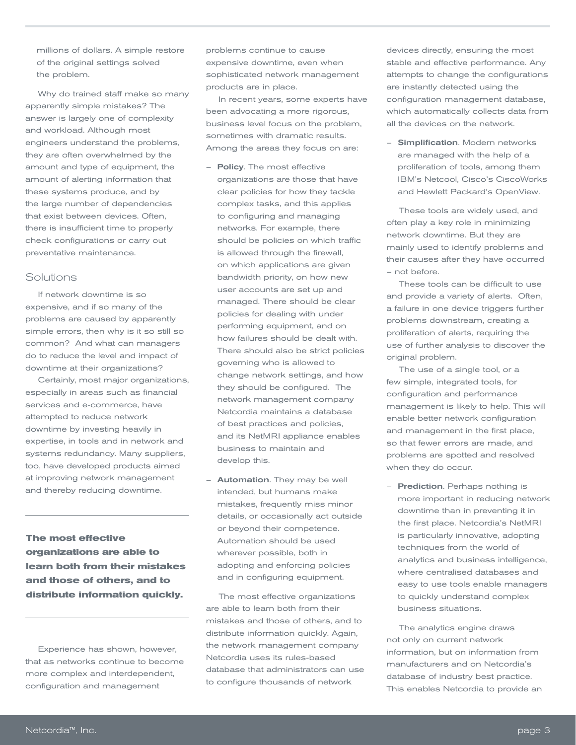millions of dollars. A simple restore of the original settings solved the problem.

Why do trained staff make so many apparently simple mistakes? The answer is largely one of complexity and workload. Although most engineers understand the problems, they are often overwhelmed by the amount and type of equipment, the amount of alerting information that these systems produce, and by the large number of dependencies that exist between devices. Often, there is insufficient time to properly check configurations or carry out preventative maintenance.

## Solutions

If network downtime is so expensive, and if so many of the problems are caused by apparently simple errors, then why is it so still so common? And what can managers do to reduce the level and impact of downtime at their organizations?

Certainly, most major organizations, especially in areas such as financial services and e-commerce, have attempted to reduce network downtime by investing heavily in expertise, in tools and in network and systems redundancy. Many suppliers, too, have developed products aimed at improving network management and thereby reducing downtime.

**The most effective organizations are able to learn both from their mistakes and those of others, and to distribute information quickly.**

Experience has shown, however, that as networks continue to become more complex and interdependent, configuration and management problems continue to cause expensive downtime, even when sophisticated network management products are in place.

In recent years, some experts have been advocating a more rigorous, business level focus on the problem, sometimes with dramatic results. Among the areas they focus on are:

- **Policy**. The most effective organizations are those that have clear policies for how they tackle complex tasks, and this applies to configuring and managing networks. For example, there should be policies on which traffic is allowed through the firewall, on which applications are given bandwidth priority, on how new user accounts are set up and managed. There should be clear policies for dealing with under performing equipment, and on how failures should be dealt with. There should also be strict policies governing who is allowed to change network settings, and how they should be configured. The network management company Netcordia maintains a database of best practices and policies, and its NetMRI appliance enables business to maintain and develop this.

- **Automation**. They may be well intended, but humans make mistakes, frequently miss minor details, or occasionally act outside or beyond their competence. Automation should be used wherever possible, both in adopting and enforcing policies and in configuring equipment.

The most effective organizations are able to learn both from their mistakes and those of others, and to distribute information quickly. Again, the network management company Netcordia uses its rules-based database that administrators can use to configure thousands of network devices directly, ensuring the most stable and effective performance. Any attempts to change the configurations are instantly detected using the configuration management database, which automatically collects data from all the devices on the network.

- **Simplification**. Modern networks are managed with the help of a proliferation of tools, among them IBM's Netcool, Cisco's CiscoWorks and Hewlett Packard's OpenView.

These tools are widely used, and often play a key role in minimizing network downtime. But they are mainly used to identify problems and their causes after they have occurred – not before.

These tools can be difficult to use and provide a variety of alerts. Often, a failure in one device triggers further problems downstream, creating a proliferation of alerts, requiring the use of further analysis to discover the original problem.

The use of a single tool, or a few simple, integrated tools, for configuration and performance management is likely to help. This will enable better network configuration and management in the first place, so that fewer errors are made, and problems are spotted and resolved when they do occur.

- **Prediction**. Perhaps nothing is more important in reducing network downtime than in preventing it in the first place. Netcordia's NetMRI is particularly innovative, adopting techniques from the world of analytics and business intelligence, where centralised databases and easy to use tools enable managers to quickly understand complex business situations.

The analytics engine draws not only on current network information, but on information from manufacturers and on Netcordia's database of industry best practice. This enables Netcordia to provide an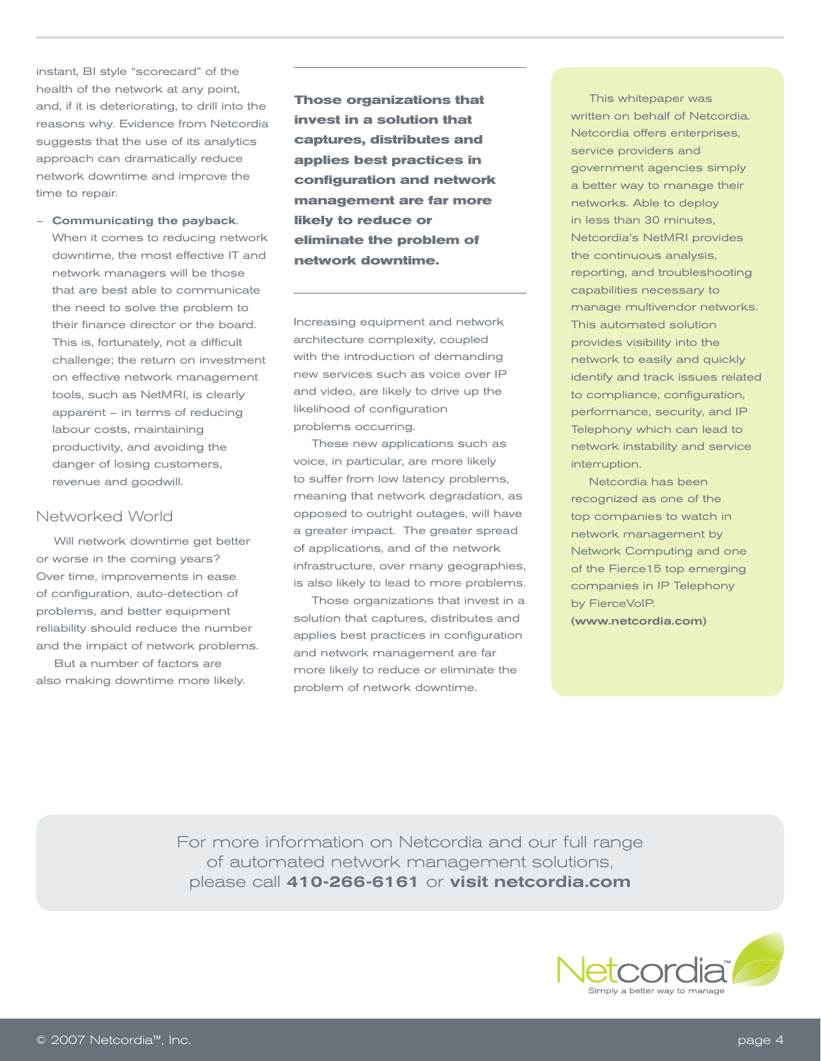instant, BI style "scorecard" of the health of the network at any point, and, if it is deteriorating, to drill into the reasons why. Evidence from Netcordia suggests that the use of its analytics approach can dramatically reduce network downtime and improve the time to repair.

– **Communicating the payback**. When it comes to reducing network downtime, the most effective IT and network managers will be those that are best able to communicate the need to solve the problem to their finance director or the board. This is, fortunately, not a difficult challenge; the return on investment on effective network management tools, such as NetMRI, is clearly apparent – in terms of reducing labour costs, maintaining productivity, and avoiding the danger of losing customers, revenue and goodwill.

## Networked World

Will network downtime get better or worse in the coming years? Over time, improvements in ease of configuration, auto-detection of problems, and better equipment reliability should reduce the number and the impact of network problems.

But a number of factors are also making downtime more likely.

**Those organizations that invest in a solution that captures, distributes and applies best practices in configuration and network management are far more likely to reduce or eliminate the problem of network downtime.**

Increasing equipment and network architecture complexity, coupled with the introduction of demanding new services such as voice over IP and video, are likely to drive up the likelihood of configuration problems occurring.

These new applications such as voice, in particular, are more likely to suffer from low latency problems, meaning that network degradation, as opposed to outright outages, will have a greater impact. The greater spread of applications, and of the network infrastructure, over many geographies, is also likely to lead to more problems.

Those organizations that invest in a solution that captures, distributes and applies best practices in configuration and network management are far more likely to reduce or eliminate the problem of network downtime.

This whitepaper was written on behalf of Netcordia. Netcordia offers enterprises, service providers and government agencies simply a better way to manage their networks. Able to deploy in less than 30 minutes, Netcordia's NetMRI provides the continuous analysis, reporting, and troubleshooting capabilities necessary to manage multivendor networks. This automated solution provides visibility into the network to easily and quickly identify and track issues related to compliance, configuration, performance, security, and IP Telephony which can lead to network instability and service interruption.

Netcordia has been recognized as one of the top companies to watch in network management by Network Computing and one of the Fierce15 top emerging companies in IP Telephony by FierceVoIP. **(www.netcordia.com)**

For more information on Netcordia and our full range of automated network management solutions, please call **410-266-6161** or **visit netcordia.com**

Netcordia™
Simply a better way to manage

© 2007 Netcordia™, Inc.